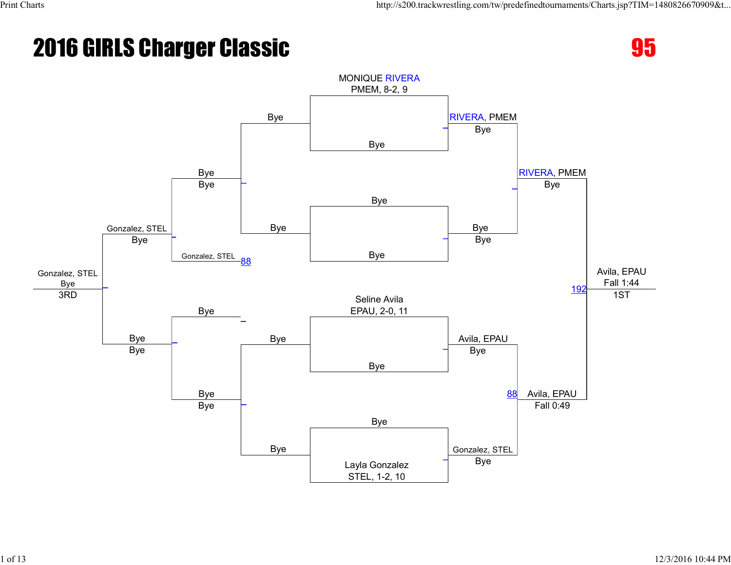# 2016 GIRLS Charger Classic

**95**

## Championship Bracket

**First Round**

- MONIQUE RIVERA, PMEM, 8-2, 9 vs. Bye → RIVERA, PMEM (Bye)
- Bye vs. Bye → Bye (Bye)
- Seline Avila, EPAU, 2-0, 11 vs. Bye → Avila, EPAU (Bye)
- Bye vs. Layla Gonzalez, STEL, 1-2, 10 → Gonzalez, STEL (Bye)

**Semifinals**

- RIVERA, PMEM vs. Bye → RIVERA, PMEM (Bye)
- Avila, EPAU vs. Gonzalez, STEL → Avila, EPAU (Fall 0:49) — Bout 88

**Final**

- RIVERA, PMEM vs. Avila, EPAU → Avila, EPAU (Fall 1:44) — Bout 192 — **1ST**

## Consolation Bracket

- Bye / Bye → Bye (Bye)
- Bye / Gonzalez, STEL → Gonzalez, STEL — Bout 88
- Gonzalez, STEL → Gonzalez, STEL (Bye)
- Bye / Bye → Bye (Bye)
- Bye / Bye → Bye (Bye)
- Gonzalez, STEL vs. Bye → Gonzalez, STEL (Bye) — **3RD**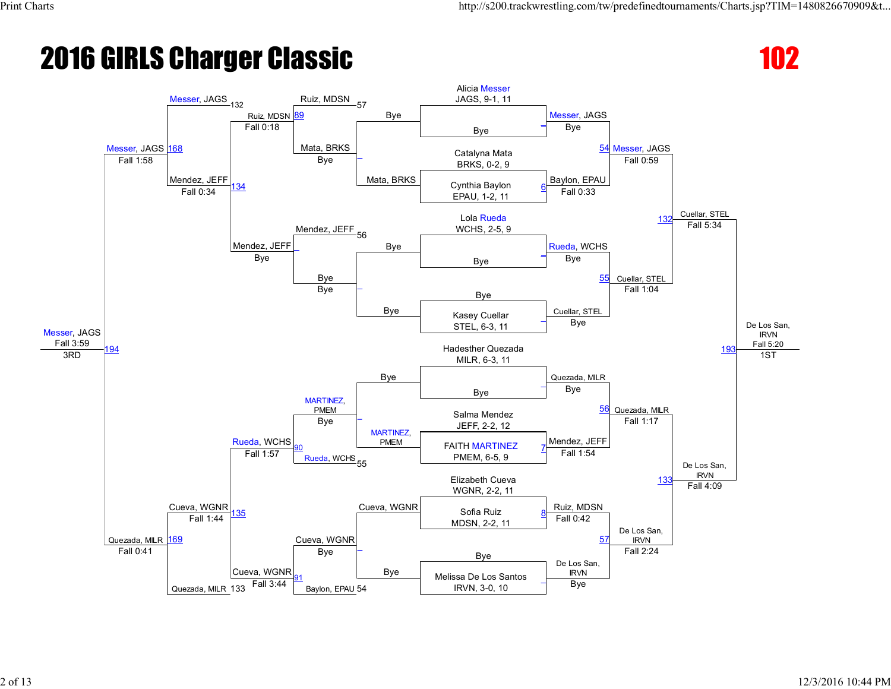# 2016 GIRLS Charger Classic

## 102

### Championship Bracket

**Round 1 / Seed Entries**

- Alicia Messer, JAGS, 9-1, 11 — Bye
- Catalyna Mata, BRKS, 0-2, 9
- Cynthia Baylon, EPAU, 1-2, 11
- Lola Rueda, WCHS, 2-5, 9 — Bye
- Kasey Cuellar, STEL, 6-3, 11 — Bye
- Hadesther Quezada, MILR, 6-3, 11 — Bye
- Salma Mendez, JEFF, 2-2, 12
- FAITH MARTINEZ, PMEM, 6-5, 9
- Elizabeth Cueva, WGNR, 2-2, 11
- Sofia Ruiz, MDSN, 2-2, 11
- Melissa De Los Santos, IRVN, 3-0, 10 — Bye

**Matches**

| Bout | Winner | Result |
|---|---|---|
| — | Messer, JAGS | Bye |
| 6 | Baylon, EPAU | Fall 0:33 |
| — | Rueda, WCHS | Bye |
| — | Cuellar, STEL | Bye |
| — | Quezada, MILR | Bye |
| 7 | Mendez, JEFF | Fall 1:54 |
| 8 | Ruiz, MDSN | Fall 0:42 |
| — | De Los San, IRVN | Bye |
| 54 | Messer, JAGS | Fall 0:59 |
| 55 | Cuellar, STEL | Fall 1:04 |
| 56 | Quezada, MILR | Fall 1:17 |
| 57 | De Los San, IRVN | Fall 2:24 |
| 132 | Cuellar, STEL | Fall 5:34 |
| 133 | De Los San, IRVN | Fall 4:09 |
| 193 | De Los San, IRVN | Fall 5:20 — 1ST |

### Consolation Bracket

| Bout | Competitors | Winner | Result |
|---|---|---|---|
| — | Bye vs Mata, BRKS | Mata, BRKS | Bye |
| — | Bye vs Bye | Bye | Bye |
| — | Bye vs MARTINEZ, PMEM | MARTINEZ, PMEM | Bye |
| — | Cueva, WGNR vs Bye | Cueva, WGNR | Bye |
| 89 | Ruiz, MDSN (57) vs Mata, BRKS | Ruiz, MDSN | Fall 0:18 |
| — | Mendez, JEFF (56) vs Bye | Mendez, JEFF | Bye |
| 90 | MARTINEZ, PMEM vs Rueda, WCHS (55) | Rueda, WCHS | Fall 1:57 |
| 91 | Cueva, WGNR vs Baylon, EPAU (54) | Cueva, WGNR | Fall 3:44 |
| 134 | Messer, JAGS (132) vs Ruiz, MDSN | Mendez, JEFF | Fall 0:34 |
| 135 | Rueda, WCHS vs Cueva, WGNR | Cueva, WGNR | Fall 1:44 |
| 168 | Messer, JAGS vs Mendez, JEFF | Messer, JAGS | Fall 1:58 |
| 169 | Cueva, WGNR vs Quezada, MILR (133) | Quezada, MILR | Fall 0:41 |
| 194 | Messer, JAGS vs Quezada, MILR | Messer, JAGS | Fall 3:59 — 3RD |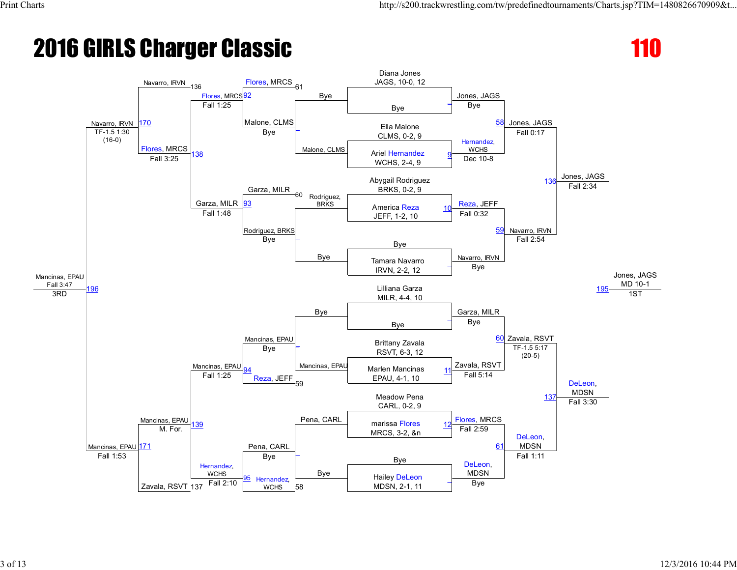# 2016 GIRLS Charger Classic

# 110

## Championship Bracket

**First round (seeded entries):**

- Diana Jones, JAGS, 10-0, 12 — Bye
- Ella Malone, CLMS, 0-2, 9 vs. Ariel Hernandez, WCHS, 2-4, 9
- Abygail Rodriguez, BRKS, 0-2, 9 vs. America Reza, JEFF, 1-2, 10
- Bye — Tamara Navarro, IRVN, 2-2, 12
- Lilliana Garza, MILR, 4-4, 10 — Bye
- Brittany Zavala, RSVT, 6-3, 12 vs. Marlen Mancinas, EPAU, 4-1, 10
- Meadow Pena, CARL, 0-2, 9 vs. marissa Flores, MRCS, 3-2, &n
- Bye — Hailey DeLeon, MDSN, 2-1, 11

**Round 1 results:**

- Jones, JAGS — Bye
- 9: Hernandez, WCHS — Dec 10-8
- 10: Reza, JEFF — Fall 0:32
- Navarro, IRVN — Bye
- Garza, MILR — Bye
- 11: Zavala, RSVT — Fall 5:14
- 12: Flores, MRCS — Fall 2:59
- DeLeon, MDSN — Bye

**Quarterfinals:**

- 58: Jones, JAGS — Fall 0:17
- 59: Navarro, IRVN — Fall 2:54
- 60: Zavala, RSVT — TF-1.5 5:17 (20-5)
- 61: DeLeon, MDSN — Fall 1:11

**Semifinals:**

- 136: Jones, JAGS — Fall 2:34
- 137: DeLeon, MDSN — Fall 3:30

**Final (1ST):**

- 195: Jones, JAGS — MD 10-1 — 1ST

## Consolation Bracket

**Consolation round 1:**

- Malone, CLMS — Bye
- Rodriguez, BRKS — Bye
- Mancinas, EPAU — Bye
- Pena, CARL — Bye

**Consolation round 2:**

- Flores, MRCS (61) vs. Malone, CLMS — 92: Flores, MRCS — Fall 1:25
- Garza, MILR (60) vs. Rodriguez, BRKS — 93: Garza, MILR — Fall 1:48
- Mancinas, EPAU vs. Reza, JEFF (59) — 94: Mancinas, EPAU — Fall 1:25
- Pena, CARL vs. Hernandez, WCHS (58) — 95: Hernandez, WCHS — Fall 2:10

**Consolation round 3:**

- 138: Flores, MRCS — Fall 3:25
- 139: Mancinas, EPAU — M. For.

**Consolation semifinals:**

- Navarro, IRVN (136) vs. Flores, MRCS — 170: Navarro, IRVN — TF-1.5 1:30 (16-0)
- Mancinas, EPAU vs. Zavala, RSVT (137) — 171: Mancinas, EPAU — Fall 1:53

**3rd Place:**

- 196: Mancinas, EPAU — Fall 3:47 — 3RD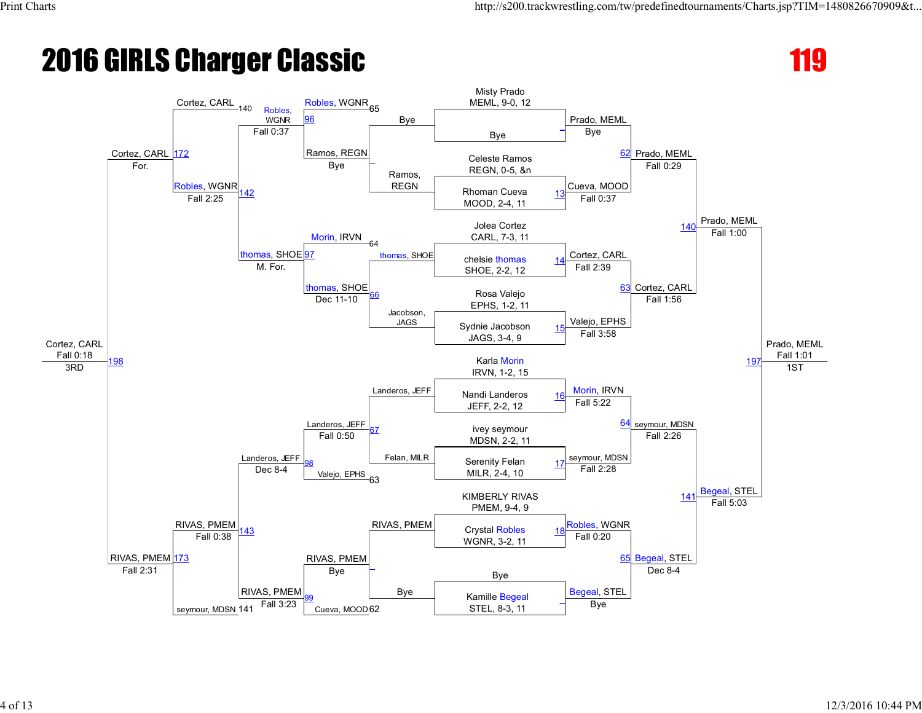# 2016 GIRLS Charger Classic

**119**

## Championship Bracket

| Wrestler | Team, Record |
| --- | --- |
| Misty Prado | MEML, 9-0, 12 |
| Bye | |
| Celeste Ramos | REGN, 0-5, &n |
| Rhoman Cueva | MOOD, 2-4, 11 |
| Jolea Cortez | CARL, 7-3, 11 |
| chelsie thomas | SHOE, 2-2, 12 |
| Rosa Valejo | EPHS, 1-2, 11 |
| Sydnie Jacobson | JAGS, 3-4, 9 |
| Karla Morin | IRVN, 1-2, 15 |
| Nandi Landeros | JEFF, 2-2, 12 |
| ivey seymour | MDSN, 2-2, 11 |
| Serenity Felan | MILR, 2-4, 10 |
| KIMBERLY RIVAS | PMEM, 9-4, 9 |
| Crystal Robles | WGNR, 3-2, 11 |
| Bye | |
| Kamille Begeal | STEL, 8-3, 11 |

### First Round

| Match | Winner | Result |
| --- | --- | --- |
| — | Prado, MEML | Bye |
| 13 | Cueva, MOOD | Fall 0:37 |
| 14 | Cortez, CARL | Fall 2:39 |
| 15 | Valejo, EPHS | Fall 3:58 |
| 16 | Morin, IRVN | Fall 5:22 |
| 17 | seymour, MDSN | Fall 2:28 |
| 18 | Robles, WGNR | Fall 0:20 |
| — | Begeal, STEL | Bye |

### Quarterfinals

| Match | Winner | Result |
| --- | --- | --- |
| 62 | Prado, MEML | Fall 0:29 |
| 63 | Cortez, CARL | Fall 1:56 |
| 64 | seymour, MDSN | Fall 2:26 |
| 65 | Begeal, STEL | Dec 8-4 |

### Semifinals

| Match | Winner | Result |
| --- | --- | --- |
| 140 | Prado, MEML | Fall 1:00 |
| 141 | Begeal, STEL | Fall 5:03 |

### Final

| Match | Winner | Result | Place |
| --- | --- | --- | --- |
| 197 | Prado, MEML | Fall 1:01 | 1ST |

## Consolation Bracket

### Consolation Round 1

| Match | Wrestlers | Winner | Result |
| --- | --- | --- | --- |
| — | Bye vs Ramos, REGN | Ramos, REGN | Bye |
| 66 | thomas, SHOE vs Jacobson, JAGS | thomas, SHOE | Dec 11-10 |
| 67 | Landeros, JEFF vs Felan, MILR | Landeros, JEFF | Fall 0:50 |
| — | RIVAS, PMEM vs Bye | RIVAS, PMEM | Bye |

### Consolation Round 2

| Match | Wrestlers | Winner | Result |
| --- | --- | --- | --- |
| 96 | Robles, WGNR (65) vs Ramos, REGN | Robles, WGNR | Fall 0:37 |
| 97 | Morin, IRVN (64) vs thomas, SHOE | thomas, SHOE | M. For. |
| 98 | Landeros, JEFF vs Valejo, EPHS (63) | Landeros, JEFF | Dec 8-4 |
| 99 | RIVAS, PMEM vs Cueva, MOOD (62) | RIVAS, PMEM | Fall 3:23 |

### Consolation Round 3

| Match | Wrestlers | Winner | Result |
| --- | --- | --- | --- |
| 142 | Cortez, CARL (140) vs Robles, WGNR vs thomas, SHOE | Robles, WGNR | Fall 2:25 |
| 143 | Landeros, JEFF vs RIVAS, PMEM vs seymour, MDSN (141) | RIVAS, PMEM | Fall 0:38 |

### Consolation Semifinals

| Match | Wrestlers | Winner | Result |
| --- | --- | --- | --- |
| 172 | Cortez, CARL vs Robles, WGNR | Cortez, CARL | For. |
| 173 | RIVAS, PMEM vs seymour, MDSN | RIVAS, PMEM | Fall 2:31 |

### 3rd Place

| Match | Winner | Result | Place |
| --- | --- | --- | --- |
| 198 | Cortez, CARL | Fall 0:18 | 3RD |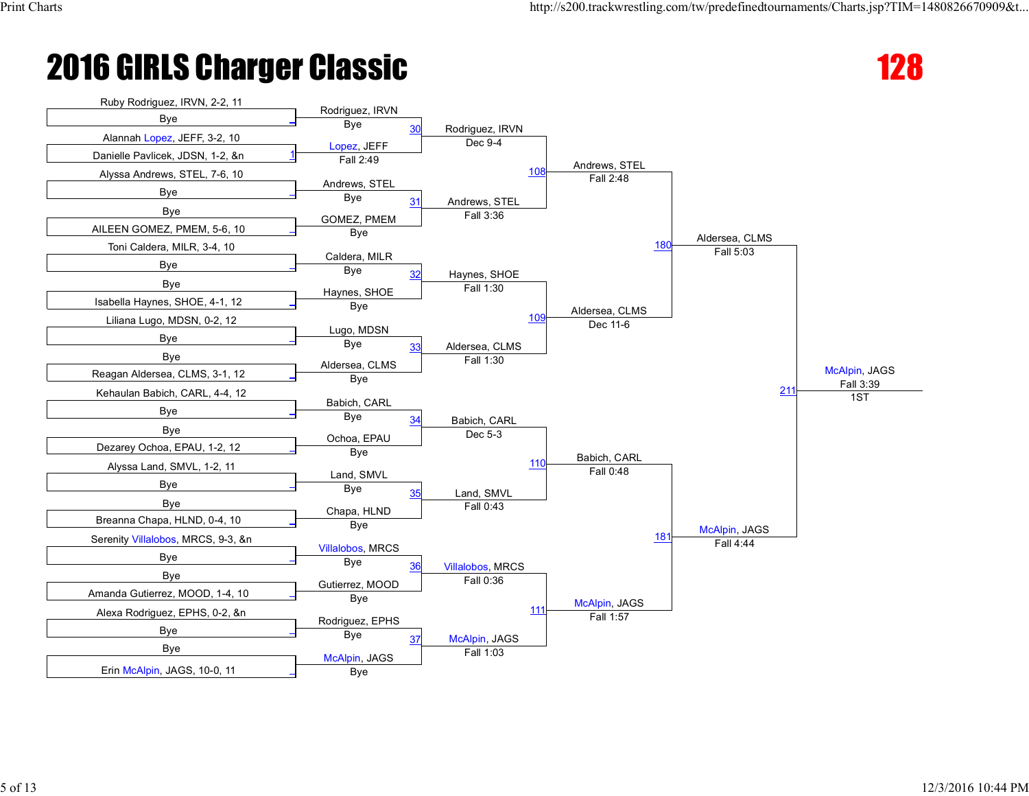# 2016 GIRLS Charger Classic

# 128

## First Round

| Match | Wrestler 1 | Wrestler 2 | Winner | Result |
|---|---|---|---|---|
| | Ruby Rodriguez, IRVN, 2-2, 11 | Bye | Rodriguez, IRVN | Bye |
| 1 | Alannah Lopez, JEFF, 3-2, 10 | Danielle Pavlicek, JDSN, 1-2, &n | Lopez, JEFF | Fall 2:49 |
| | Alyssa Andrews, STEL, 7-6, 10 | Bye | Andrews, STEL | Bye |
| | Bye | AILEEN GOMEZ, PMEM, 5-6, 10 | GOMEZ, PMEM | Bye |
| | Toni Caldera, MILR, 3-4, 10 | Bye | Caldera, MILR | Bye |
| | Bye | Isabella Haynes, SHOE, 4-1, 12 | Haynes, SHOE | Bye |
| | Liliana Lugo, MDSN, 0-2, 12 | Bye | Lugo, MDSN | Bye |
| | Bye | Reagan Aldersea, CLMS, 3-1, 12 | Aldersea, CLMS | Bye |
| | Kehaulan Babich, CARL, 4-4, 12 | Bye | Babich, CARL | Bye |
| | Bye | Dezarey Ochoa, EPAU, 1-2, 12 | Ochoa, EPAU | Bye |
| | Alyssa Land, SMVL, 1-2, 11 | Bye | Land, SMVL | Bye |
| | Bye | Breanna Chapa, HLND, 0-4, 10 | Chapa, HLND | Bye |
| | Serenity Villalobos, MRCS, 9-3, &n | Bye | Villalobos, MRCS | Bye |
| | Bye | Amanda Gutierrez, MOOD, 1-4, 10 | Gutierrez, MOOD | Bye |
| | Alexa Rodriguez, EPHS, 0-2, &n | Bye | Rodriguez, EPHS | Bye |
| | Bye | Erin McAlpin, JAGS, 10-0, 11 | McAlpin, JAGS | Bye |

## Second Round

| Match | Winner | Result |
|---|---|---|
| 30 | Rodriguez, IRVN | Dec 9-4 |
| 31 | Andrews, STEL | Fall 3:36 |
| 32 | Haynes, SHOE | Fall 1:30 |
| 33 | Aldersea, CLMS | Fall 1:30 |
| 34 | Babich, CARL | Dec 5-3 |
| 35 | Land, SMVL | Fall 0:43 |
| 36 | Villalobos, MRCS | Fall 0:36 |
| 37 | McAlpin, JAGS | Fall 1:03 |

## Quarterfinals

| Match | Winner | Result |
|---|---|---|
| 108 | Andrews, STEL | Fall 2:48 |
| 109 | Aldersea, CLMS | Dec 11-6 |
| 110 | Babich, CARL | Fall 0:48 |
| 111 | McAlpin, JAGS | Fall 1:57 |

## Semifinals

| Match | Winner | Result |
|---|---|---|
| 180 | Aldersea, CLMS | Fall 5:03 |
| 181 | McAlpin, JAGS | Fall 4:44 |

## Final

| Match | Winner | Result | Place |
|---|---|---|---|
| 211 | McAlpin, JAGS | Fall 3:39 | 1ST |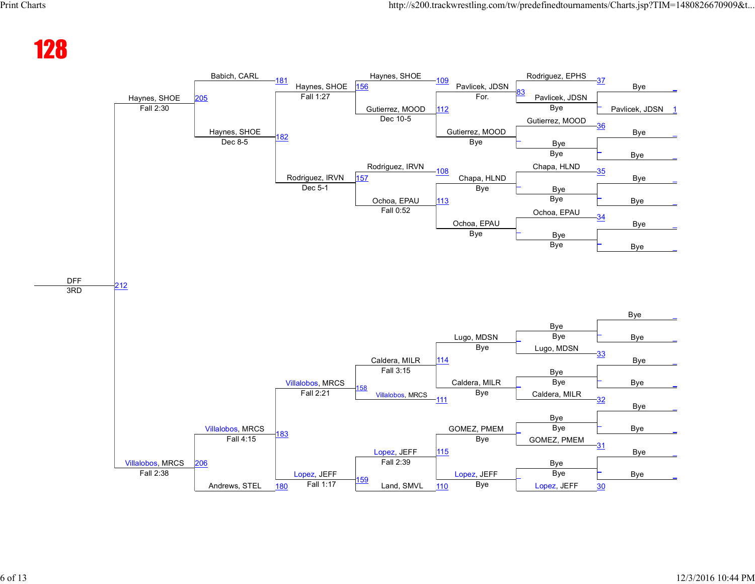# 128

## Upper half

**Round 1**

| Wrestler 1 | Wrestler 2 | Bout |
|---|---|---|
| Bye | Pavlicek, JDSN | 1 |
| Bye | Bye | |
| Bye | Bye | |
| Bye | Bye | |
| Bye | Bye | |
| Bye | Bye | |
| Bye | Bye | |
| Bye | Bye | |

**Round 2**

| Wrestler | Result | Bout |
|---|---|---|
| Rodriguez, EPHS | | 37 |
| Pavlicek, JDSN | Bye | |
| Gutierrez, MOOD | | 36 |
| Bye | Bye | |
| Chapa, HLND | | 35 |
| Bye | Bye | |
| Ochoa, EPAU | | 34 |
| Bye | Bye | |

**Round 3**

| Winner | Result | Bout |
|---|---|---|
| Pavlicek, JDSN | For. | 83 |
| Gutierrez, MOOD | Bye | |
| Chapa, HLND | Bye | |
| Ochoa, EPAU | Bye | |

**Round 4**

| Wrestler | Result | Bout |
|---|---|---|
| Haynes, SHOE | | 109 |
| Gutierrez, MOOD | Dec 10-5 | 112 |
| Rodriguez, IRVN | | 108 |
| Ochoa, EPAU | Fall 0:52 | 113 |

**Round 5**

| Winner | Result | Bout |
|---|---|---|
| Haynes, SHOE | Fall 1:27 | 156 |
| Rodriguez, IRVN | Dec 5-1 | 157 |

**Round 6**

| Wrestler | Result | Bout |
|---|---|---|
| Babich, CARL | | 181 |
| Haynes, SHOE | Dec 8-5 | 182 |

**Semifinal**

| Winner | Result | Bout |
|---|---|---|
| Haynes, SHOE | Fall 2:30 | 205 |

## Final

| Place | Bout |
|---|---|
| DFF — 3RD | 212 |

## Lower half

**Round 1**

| Wrestler 1 | Wrestler 2 |
|---|---|
| Bye | Bye |
| Bye | Bye |
| Bye | Bye |
| Bye | Bye |
| Bye | Bye |
| Bye | Bye |
| Bye | Bye |
| Bye | Bye |

**Round 2**

| Wrestler | Result | Bout |
|---|---|---|
| Bye | Bye | |
| Lugo, MDSN | | 33 |
| Bye | Bye | |
| Caldera, MILR | | 32 |
| Bye | Bye | |
| GOMEZ, PMEM | | 31 |
| Bye | Bye | |
| Lopez, JEFF | | 30 |

**Round 3**

| Winner | Result |
|---|---|
| Lugo, MDSN | Bye |
| Caldera, MILR | Bye |
| GOMEZ, PMEM | Bye |
| Lopez, JEFF | Bye |

**Round 4**

| Wrestler | Result | Bout |
|---|---|---|
| Caldera, MILR | Fall 3:15 | 114 |
| Villalobos, MRCS | | 111 |
| Lopez, JEFF | Fall 2:39 | 115 |
| Land, SMVL | | 110 |

**Round 5**

| Winner | Result | Bout |
|---|---|---|
| Villalobos, MRCS | Fall 2:21 | 158 |
| Lopez, JEFF | Fall 1:17 | 159 |

**Round 6**

| Wrestler | Result | Bout |
|---|---|---|
| Villalobos, MRCS | Fall 4:15 | 183 |
| Andrews, STEL | | 180 |

**Semifinal**

| Winner | Result | Bout |
|---|---|---|
| Villalobos, MRCS | Fall 2:38 | 206 |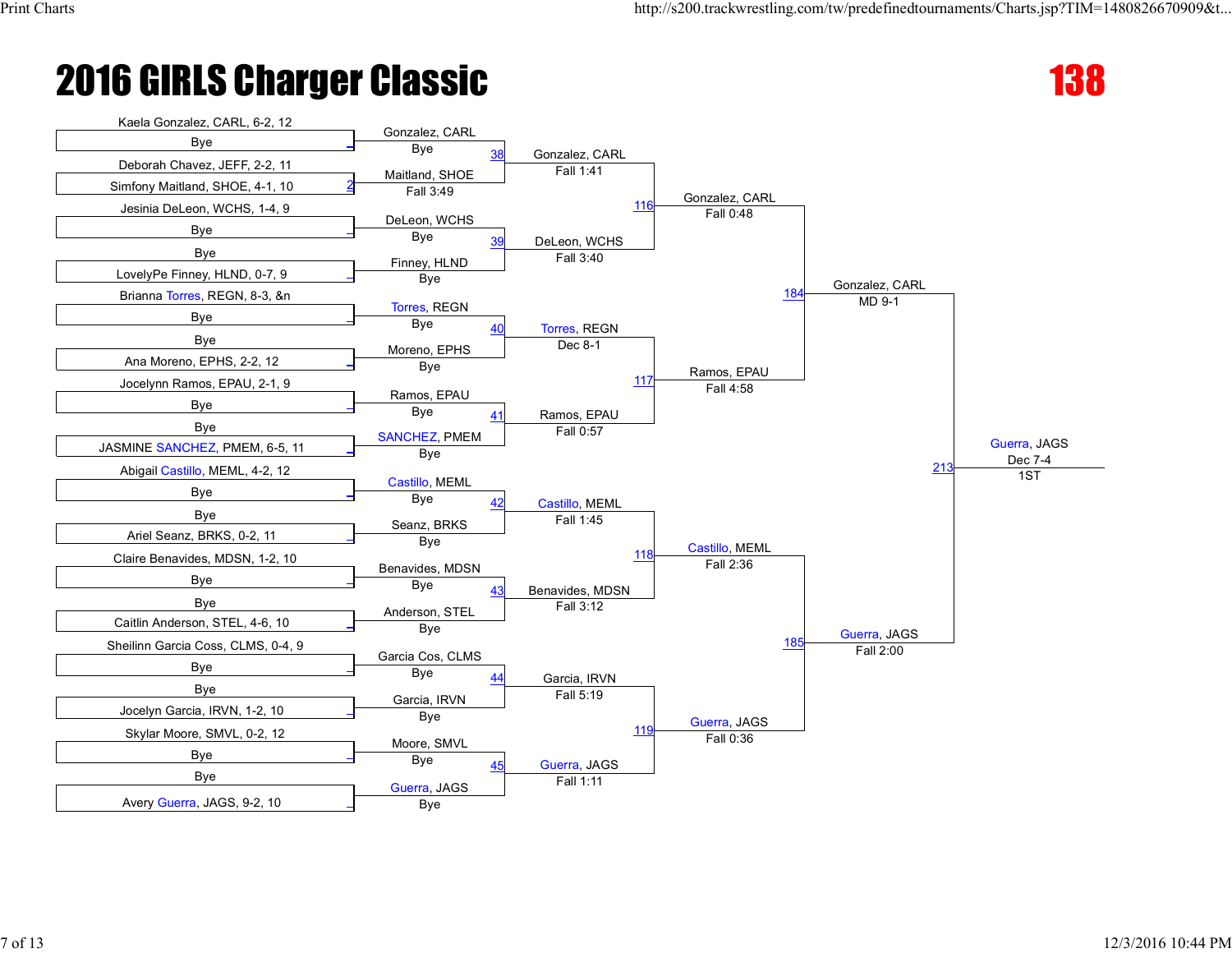# 2016 GIRLS Charger Classic

## 138

### First Round (Bracket Entries)

| Wrestler | Opponent | Winner | Result |
| --- | --- | --- | --- |
| Kaela Gonzalez, CARL, 6-2, 12 | Bye | Gonzalez, CARL | Bye |
| Deborah Chavez, JEFF, 2-2, 11 | Simfony Maitland, SHOE, 4-1, 10 | Maitland, SHOE | Fall 3:49 |
| Jesinia DeLeon, WCHS, 1-4, 9 | Bye | DeLeon, WCHS | Bye |
| Bye | LovelyPe Finney, HLND, 0-7, 9 | Finney, HLND | Bye |
| Brianna Torres, REGN, 8-3, &n | Bye | Torres, REGN | Bye |
| Bye | Ana Moreno, EPHS, 2-2, 12 | Moreno, EPHS | Bye |
| Jocelynn Ramos, EPAU, 2-1, 9 | Bye | Ramos, EPAU | Bye |
| Bye | JASMINE SANCHEZ, PMEM, 6-5, 11 | SANCHEZ, PMEM | Bye |
| Abigail Castillo, MEML, 4-2, 12 | Bye | Castillo, MEML | Bye |
| Bye | Ariel Seanz, BRKS, 0-2, 11 | Seanz, BRKS | Bye |
| Claire Benavides, MDSN, 1-2, 10 | Bye | Benavides, MDSN | Bye |
| Bye | Caitlin Anderson, STEL, 4-6, 10 | Anderson, STEL | Bye |
| Sheilinn Garcia Coss, CLMS, 0-4, 9 | Bye | Garcia Cos, CLMS | Bye |
| Bye | Jocelyn Garcia, IRVN, 1-2, 10 | Garcia, IRVN | Bye |
| Skylar Moore, SMVL, 0-2, 12 | Bye | Moore, SMVL | Bye |
| Bye | Avery Guerra, JAGS, 9-2, 10 | Guerra, JAGS | Bye |

### Second Round

| Bout | Winner | Result |
| --- | --- | --- |
| 38 | Gonzalez, CARL | Fall 1:41 |
| 39 | DeLeon, WCHS | Fall 3:40 |
| 40 | Torres, REGN | Dec 8-1 |
| 41 | Ramos, EPAU | Fall 0:57 |
| 42 | Castillo, MEML | Fall 1:45 |
| 43 | Benavides, MDSN | Fall 3:12 |
| 44 | Garcia, IRVN | Fall 5:19 |
| 45 | Guerra, JAGS | Fall 1:11 |

### Quarterfinals

| Bout | Winner | Result |
| --- | --- | --- |
| 116 | Gonzalez, CARL | Fall 0:48 |
| 117 | Ramos, EPAU | Fall 4:58 |
| 118 | Castillo, MEML | Fall 2:36 |
| 119 | Guerra, JAGS | Fall 0:36 |

### Semifinals

| Bout | Winner | Result |
| --- | --- | --- |
| 184 | Gonzalez, CARL | MD 9-1 |
| 185 | Guerra, JAGS | Fall 2:00 |

### Final

| Bout | Winner | Result | Place |
| --- | --- | --- | --- |
| 213 | Guerra, JAGS | Dec 7-4 | 1ST |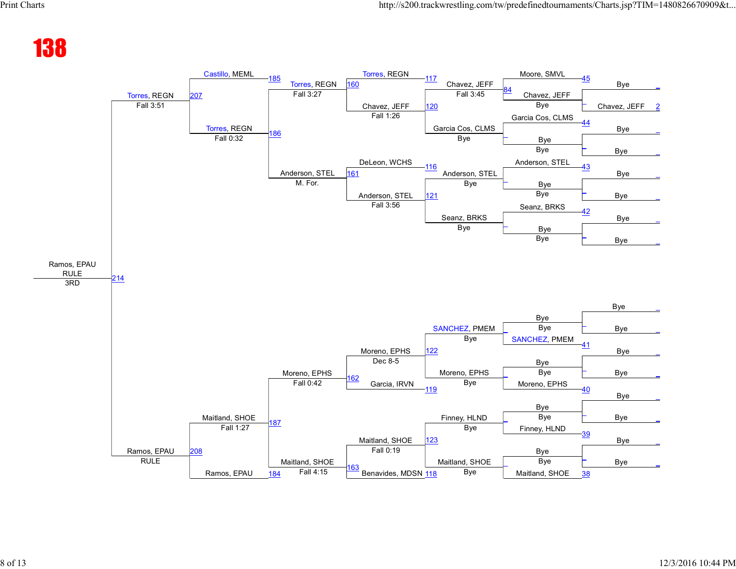# 138

| Bout | Wrestler 1 | Wrestler 2 | Winner | Result |
|---|---|---|---|---|
| 2 | Bye | Chavez, JEFF | Chavez, JEFF | Bye |
| 45 / 84 | Moore, SMVL | Chavez, JEFF | Chavez, JEFF | Fall 3:45 |
| 44 | Garcia Cos, CLMS | Bye | Garcia Cos, CLMS | Bye |
| 43 | Anderson, STEL | Bye | Anderson, STEL | Bye |
| 42 | Seanz, BRKS | Bye | Seanz, BRKS | Bye |
| 41 | Bye | SANCHEZ, PMEM | SANCHEZ, PMEM | Bye |
| 40 | Bye | Moreno, EPHS | Moreno, EPHS | Bye |
| 39 | Bye | Finney, HLND | Finney, HLND | Bye |
| 38 | Bye | Maitland, SHOE | Maitland, SHOE | Bye |
| 120 | Chavez, JEFF | Garcia Cos, CLMS | Chavez, JEFF | Fall 1:26 |
| 121 | Anderson, STEL | Seanz, BRKS | Anderson, STEL | Fall 3:56 |
| 122 | SANCHEZ, PMEM | Moreno, EPHS | Moreno, EPHS | Dec 8-5 |
| 123 | Finney, HLND | Maitland, SHOE | Maitland, SHOE | Fall 0:19 |
| 160 | Torres, REGN (117) | Chavez, JEFF | Torres, REGN | Fall 3:27 |
| 161 | DeLeon, WCHS (116) | Anderson, STEL | Anderson, STEL | M. For. |
| 162 | Moreno, EPHS | Garcia, IRVN (119) | Moreno, EPHS | Fall 0:42 |
| 163 | Maitland, SHOE | Benavides, MDSN (118) | Maitland, SHOE | Fall 4:15 |
| 186 | Torres, REGN | Anderson, STEL | Torres, REGN | Fall 0:32 |
| 187 | Moreno, EPHS | Maitland, SHOE | Maitland, SHOE | Fall 1:27 |
| 207 | Castillo, MEML (185) | Torres, REGN | Torres, REGN | Fall 3:51 |
| 208 | Maitland, SHOE | Ramos, EPAU (184) | Ramos, EPAU | RULE |
| 214 | Torres, REGN | Ramos, EPAU | Ramos, EPAU | RULE |

**3RD: Ramos, EPAU — RULE**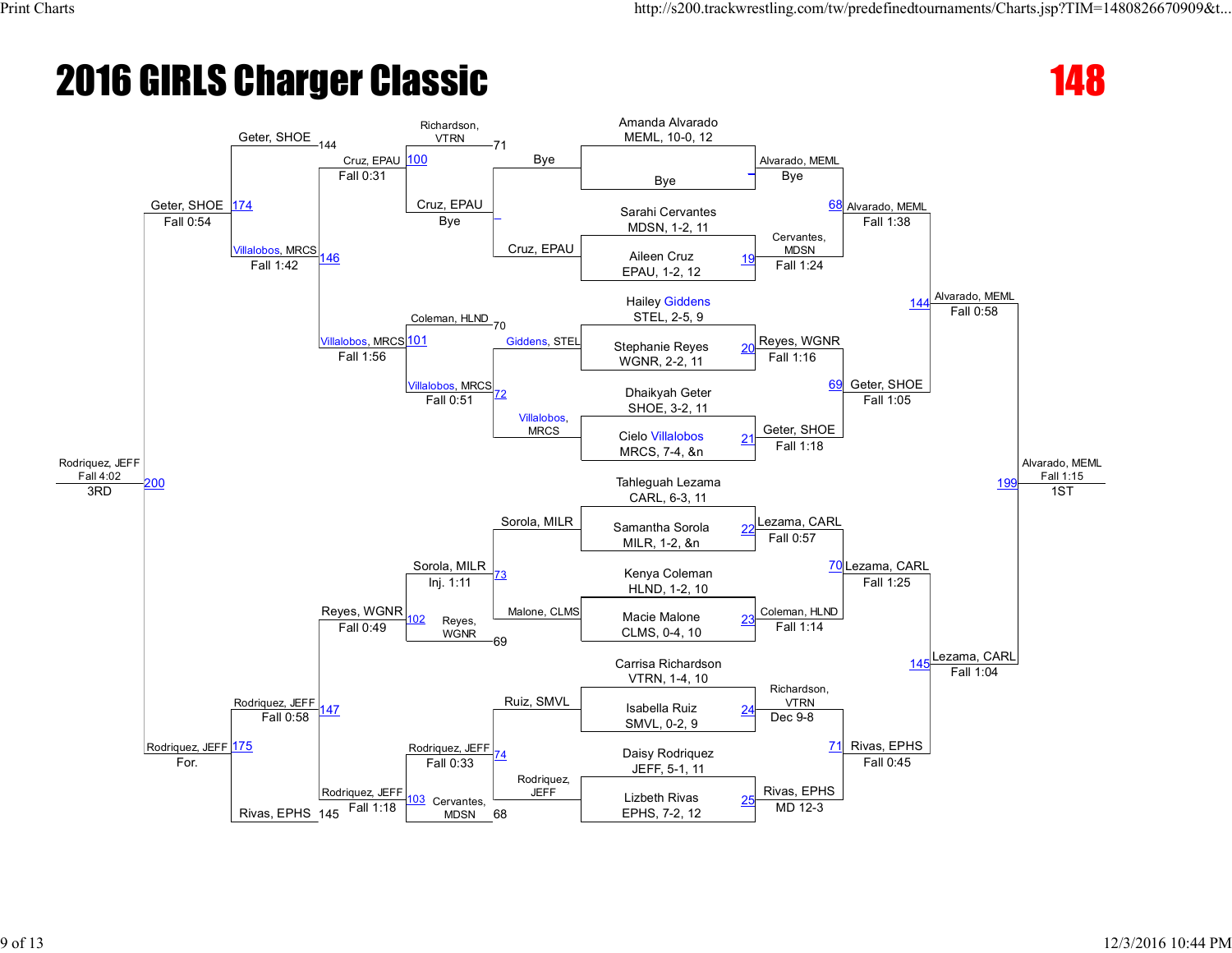# 2016 GIRLS Charger Classic

## 148

### Championship Bracket

**First Round / Quarterfinals**

| Match | Wrestler 1 | Wrestler 2 | Winner | Result |
|---|---|---|---|---|
| | Amanda Alvarado MEML, 10-0, 12 | Bye | Alvarado, MEML | Bye |
| 19 | Sarahi Cervantes MDSN, 1-2, 11 | Aileen Cruz EPAU, 1-2, 12 | Cervantes, MDSN | Fall 1:24 |
| 20 | Hailey Giddens STEL, 2-5, 9 | Stephanie Reyes WGNR, 2-2, 11 | Reyes, WGNR | Fall 1:16 |
| 21 | Dhaikyah Geter SHOE, 3-2, 11 | Cielo Villalobos MRCS, 7-4, &n | Geter, SHOE | Fall 1:18 |
| 22 | Tahleguah Lezama CARL, 6-3, 11 | Samantha Sorola MILR, 1-2, &n | Lezama, CARL | Fall 0:57 |
| 23 | Kenya Coleman HLND, 1-2, 10 | Macie Malone CLMS, 0-4, 10 | Coleman, HLND | Fall 1:14 |
| 24 | Carrisa Richardson VTRN, 1-4, 10 | Isabella Ruiz SMVL, 0-2, 9 | Richardson, VTRN | Dec 9-8 |
| 25 | Daisy Rodriquez JEFF, 5-1, 11 | Lizbeth Rivas EPHS, 7-2, 12 | Rivas, EPHS | MD 12-3 |

**Semifinal Qualifiers**

| Match | Winner | Result |
|---|---|---|
| 68 | Alvarado, MEML | Fall 1:38 |
| 69 | Geter, SHOE | Fall 1:05 |
| 70 | Lezama, CARL | Fall 1:25 |
| 71 | Rivas, EPHS | Fall 0:45 |

**Semifinals**

| Match | Winner | Result |
|---|---|---|
| 144 | Alvarado, MEML | Fall 0:58 |
| 145 | Lezama, CARL | Fall 1:04 |

**Final**

| Match | Winner | Result | Place |
|---|---|---|---|
| 199 | Alvarado, MEML | Fall 1:15 | 1ST |

### Consolation Bracket

| Match | Wrestler 1 | Wrestler 2 | Winner | Result |
|---|---|---|---|---|
| | Bye | Cruz, EPAU | Cruz, EPAU | Bye |
| | Giddens, STEL | Villalobos, MRCS | Villalobos, MRCS | |
| 73 | Sorola, MILR | Malone, CLMS | Sorola, MILR | Inj. 1:11 |
| 74 | Ruiz, SMVL | Rodriquez, JEFF | Rodriquez, JEFF | Fall 0:33 |
| 100 | Richardson, VTRN (71) | Cruz, EPAU | Cruz, EPAU | Fall 0:31 |
| 101 | Coleman, HLND (70) | Villalobos, MRCS | Villalobos, MRCS | Fall 1:56 |
| 102 | Sorola, MILR | Reyes, WGNR (69) | Reyes, WGNR | Fall 0:49 |
| 103 | Rodriquez, JEFF | Cervantes, MDSN (68) | Rodriquez, JEFF | Fall 1:18 |
| 146 | Geter, SHOE (144) | Villalobos, MRCS | Villalobos, MRCS | Fall 1:42 |
| 147 | Reyes, WGNR | Rodriquez, JEFF | Rodriquez, JEFF | Fall 0:58 |
| 174 | Geter, SHOE | Villalobos, MRCS | Geter, SHOE | Fall 0:54 |
| 175 | Rodriquez, JEFF | Rivas, EPHS (145) | Rodriquez, JEFF | For. |
| 200 | Geter, SHOE | Rodriquez, JEFF | Rodriquez, JEFF | Fall 4:02 |

Rodriquez, JEFF — Fall 4:02 — 3RD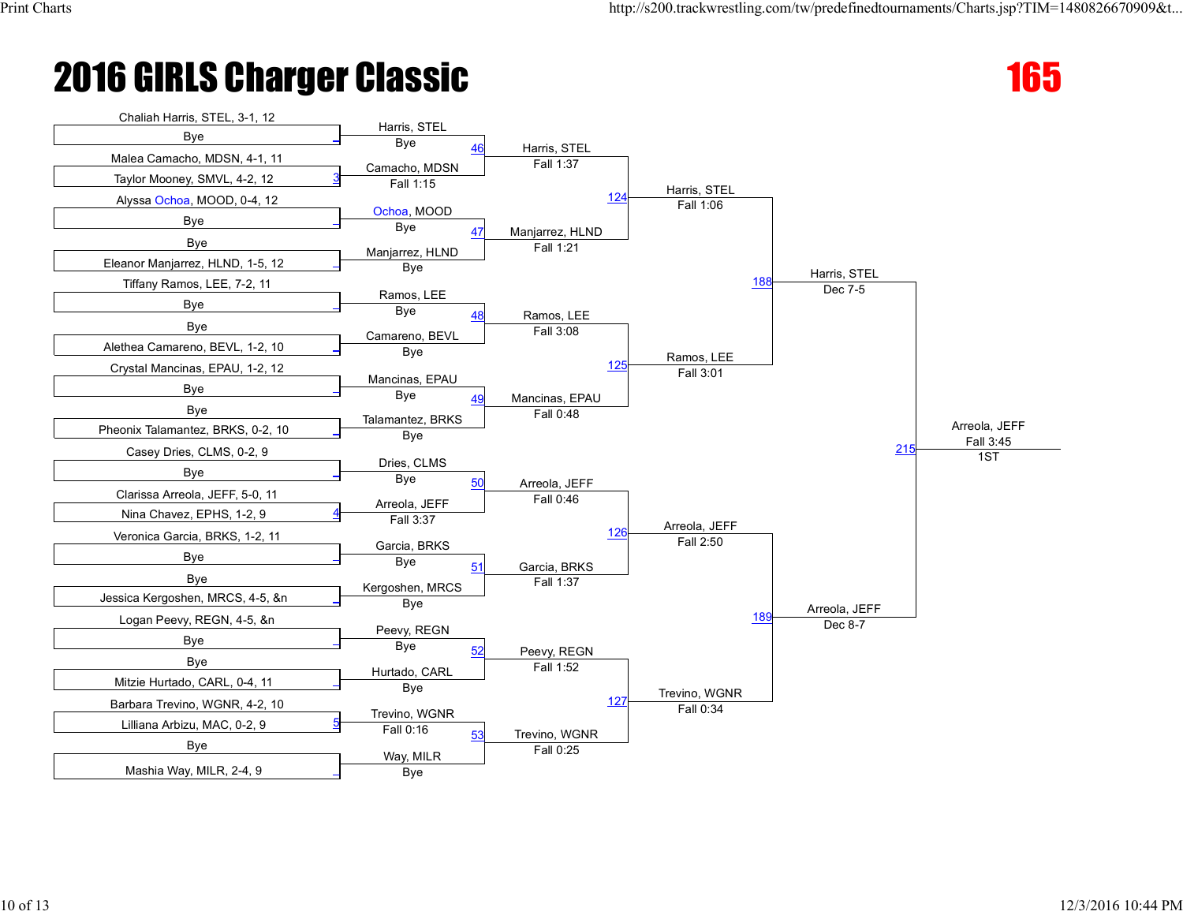# 2016 GIRLS Charger Classic

## 165

### First Round

- Chaliah Harris, STEL, 3-1, 12 vs Bye → Harris, STEL (Bye)
- Malea Camacho, MDSN, 4-1, 11 vs Taylor Mooney, SMVL, 4-2, 12 (3) → Camacho, MDSN (Fall 1:15)
- Alyssa Ochoa, MOOD, 0-4, 12 vs Bye → Ochoa, MOOD (Bye)
- Bye vs Eleanor Manjarrez, HLND, 1-5, 12 → Manjarrez, HLND (Bye)
- Tiffany Ramos, LEE, 7-2, 11 vs Bye → Ramos, LEE (Bye)
- Bye vs Alethea Camareno, BEVL, 1-2, 10 → Camareno, BEVL (Bye)
- Crystal Mancinas, EPAU, 1-2, 12 vs Bye → Mancinas, EPAU (Bye)
- Bye vs Pheonix Talamantez, BRKS, 0-2, 10 → Talamantez, BRKS (Bye)
- Casey Dries, CLMS, 0-2, 9 vs Bye → Dries, CLMS (Bye)
- Clarissa Arreola, JEFF, 5-0, 11 vs Nina Chavez, EPHS, 1-2, 9 (4) → Arreola, JEFF (Fall 3:37)
- Veronica Garcia, BRKS, 1-2, 11 vs Bye → Garcia, BRKS (Bye)
- Bye vs Jessica Kergoshen, MRCS, 4-5, &n → Kergoshen, MRCS (Bye)
- Logan Peevy, REGN, 4-5, &n vs Bye → Peevy, REGN (Bye)
- Bye vs Mitzie Hurtado, CARL, 0-4, 11 → Hurtado, CARL (Bye)
- Barbara Trevino, WGNR, 4-2, 10 vs Lilliana Arbizu, MAC, 0-2, 9 (5) → Trevino, WGNR (Fall 0:16)
- Bye vs Mashia Way, MILR, 2-4, 9 → Way, MILR (Bye)

### Second Round

- 46: Harris, STEL vs Camacho, MDSN → Harris, STEL (Fall 1:37)
- 47: Ochoa, MOOD vs Manjarrez, HLND → Manjarrez, HLND (Fall 1:21)
- 48: Ramos, LEE vs Camareno, BEVL → Ramos, LEE (Fall 3:08)
- 49: Mancinas, EPAU vs Talamantez, BRKS → Mancinas, EPAU (Fall 0:48)
- 50: Dries, CLMS vs Arreola, JEFF → Arreola, JEFF (Fall 0:46)
- 51: Garcia, BRKS vs Kergoshen, MRCS → Garcia, BRKS (Fall 1:37)
- 52: Peevy, REGN vs Hurtado, CARL → Peevy, REGN (Fall 1:52)
- 53: Trevino, WGNR vs Way, MILR → Trevino, WGNR (Fall 0:25)

### Quarterfinals

- 124: Harris, STEL vs Manjarrez, HLND → Harris, STEL (Fall 1:06)
- 125: Ramos, LEE vs Mancinas, EPAU → Ramos, LEE (Fall 3:01)
- 126: Arreola, JEFF vs Garcia, BRKS → Arreola, JEFF (Fall 2:50)
- 127: Peevy, REGN vs Trevino, WGNR → Trevino, WGNR (Fall 0:34)

### Semifinals

- 188: Harris, STEL vs Ramos, LEE → Harris, STEL (Dec 7-5)
- 189: Arreola, JEFF vs Trevino, WGNR → Arreola, JEFF (Dec 8-7)

### Final

- 215: Harris, STEL vs Arreola, JEFF → Arreola, JEFF (Fall 3:45) 1ST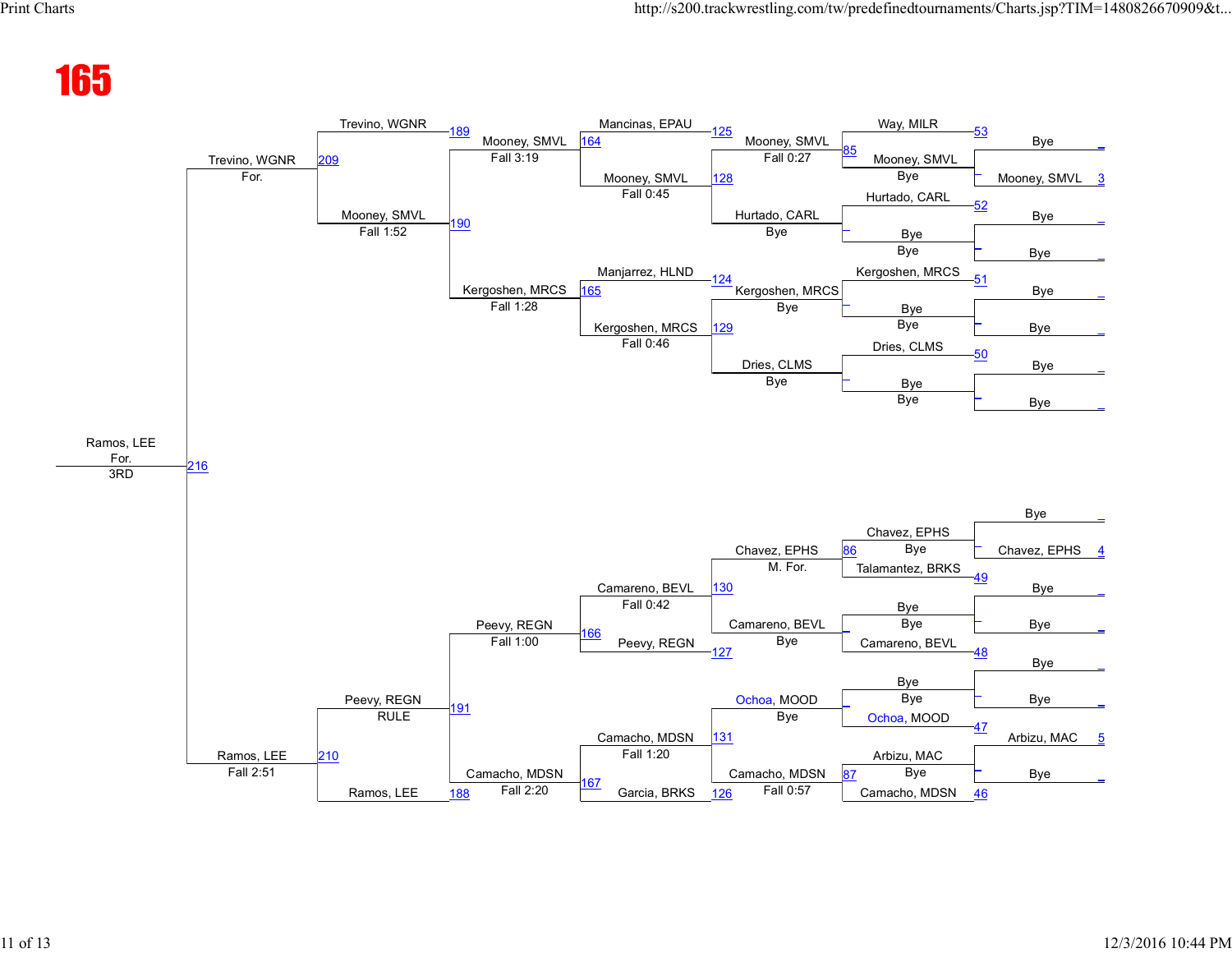# 165

## Top Half

**First Round**

| Match | Wrestler 1 | Wrestler 2 | Winner |
|---|---|---|---|
| 53 | Way, MILR | Bye | Mooney, SMVL |
| 3 | Mooney, SMVL | | |
| 52 | Hurtado, CARL | Bye | Bye |
| | Bye | Bye | |
| 51 | Kergoshen, MRCS | Bye | Bye |
| | Bye | Bye | |
| 50 | Dries, CLMS | Bye | Bye |
| | Bye | Bye | |

**Second Round**

| Match | Wrestler 1 | Wrestler 2 | Winner | Result |
|---|---|---|---|---|
| 85 | Way, MILR | Mooney, SMVL | Mooney, SMVL | Bye |
| | Hurtado, CARL | Bye | Bye | Bye |
| | Kergoshen, MRCS | Bye | Bye | Bye |
| | Dries, CLMS | Bye | Bye | Bye |

**Third Round**

| Match | Wrestler 1 | Wrestler 2 | Winner | Result |
|---|---|---|---|---|
| 125 | Mancinas, EPAU | Mooney, SMVL | Mooney, SMVL | Fall 0:27 |
| 128 | Mooney, SMVL | Hurtado, CARL | Mooney, SMVL | Fall 0:45 |
| | Hurtado, CARL | Bye | Hurtado, CARL | Bye |
| 124 | Manjarrez, HLND | Kergoshen, MRCS | Kergoshen, MRCS | Bye |
| 129 | Kergoshen, MRCS | Dries, CLMS | Kergoshen, MRCS | Fall 0:46 |
| | Dries, CLMS | Bye | Dries, CLMS | Bye |

**Quarterfinals / Semifinals**

| Match | Wrestler 1 | Wrestler 2 | Winner | Result |
|---|---|---|---|---|
| 164 | Mancinas, EPAU | Mooney, SMVL | Mooney, SMVL | Fall 3:19 |
| 165 | Manjarrez, HLND | Kergoshen, MRCS | Kergoshen, MRCS | Fall 1:28 |
| 189 | Trevino, WGNR | Mooney, SMVL | Mooney, SMVL | Fall 1:52 |
| 190 | Mooney, SMVL | Kergoshen, MRCS | | |
| 209 | Trevino, WGNR | Mooney, SMVL | Trevino, WGNR | For. |

## Bottom Half

**First Round**

| Match | Wrestler 1 | Wrestler 2 | Winner |
|---|---|---|---|
| 4 | Bye | Chavez, EPHS | Chavez, EPHS |
| 49 | Bye | Bye | Talamantez, BRKS |
| 48 | Bye | Bye | Camareno, BEVL |
| 47 | Bye | Bye | Ochoa, MOOD |
| 5 | Arbizu, MAC | Bye | Arbizu, MAC |
| 46 | | | Camacho, MDSN |

**Second Round**

| Match | Wrestler 1 | Wrestler 2 | Winner | Result |
|---|---|---|---|---|
| 86 | Chavez, EPHS | Talamantez, BRKS | Chavez, EPHS | Bye |
| | Bye | Camareno, BEVL | Camareno, BEVL | Bye |
| | Bye | Ochoa, MOOD | Ochoa, MOOD | Bye |
| 87 | Arbizu, MAC | Camacho, MDSN | Camacho, MDSN | Bye |

**Third Round**

| Match | Wrestler 1 | Wrestler 2 | Winner | Result |
|---|---|---|---|---|
| 130 | Chavez, EPHS | Camareno, BEVL | Camareno, BEVL | M. For. |
| 127 | Camareno, BEVL | Peevy, REGN | | Bye |
| 131 | Ochoa, MOOD | Camacho, MDSN | Camacho, MDSN | Bye |
| 126 | Camacho, MDSN | Garcia, BRKS | Camacho, MDSN | Fall 0:57 |

**Quarterfinals / Semifinals**

| Match | Wrestler 1 | Wrestler 2 | Winner | Result |
|---|---|---|---|---|
| 166 | Camareno, BEVL | Peevy, REGN | Peevy, REGN | Fall 0:42 |
| 167 | Camacho, MDSN | Garcia, BRKS | Camacho, MDSN | Fall 1:20 |
| 191 | Peevy, REGN | Camacho, MDSN | Peevy, REGN | Fall 1:00 |
| 188 | Camacho, MDSN | Ramos, LEE | Ramos, LEE | Fall 2:20 |
| 210 | Peevy, REGN | Ramos, LEE | Ramos, LEE | RULE |

## Final

| Match | Wrestler 1 | Wrestler 2 | Winner | Result |
|---|---|---|---|---|
| 216 | Trevino, WGNR | Ramos, LEE | Ramos, LEE | For. (Fall 2:51) |

Ramos, LEE — For. — 3RD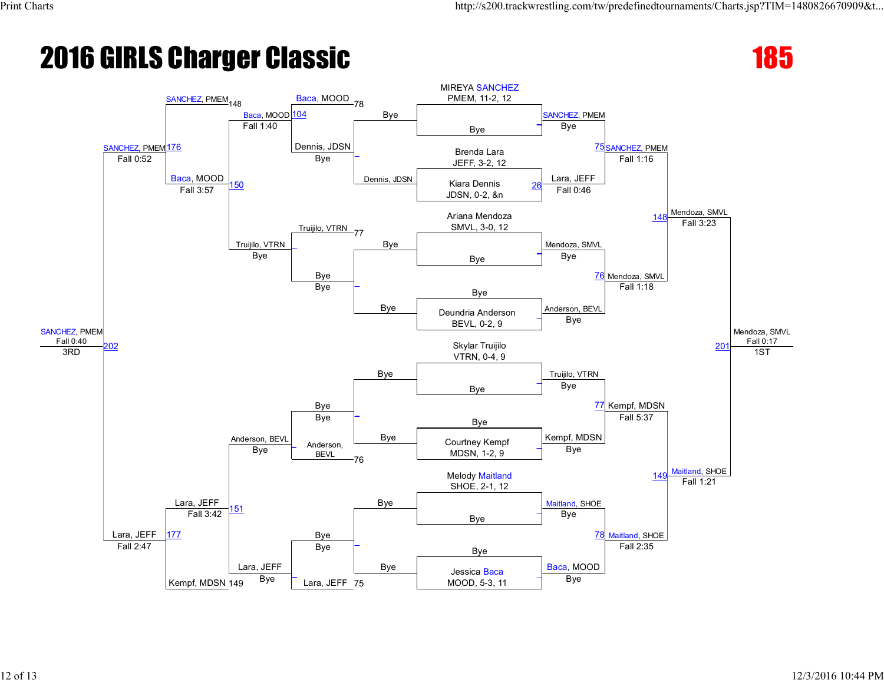# 2016 GIRLS Charger Classic

## 185

### Championship Bracket

**Seeds / First Round**

| Wrestler | Opponent |
| --- | --- |
| MIREYA SANCHEZ, PMEM, 11-2, 12 | Bye |
| Brenda Lara, JEFF, 3-2, 12 | Kiara Dennis, JDSN, 0-2, &n |
| Ariana Mendoza, SMVL, 3-0, 12 | Bye |
| Bye | Deundria Anderson, BEVL, 0-2, 9 |
| Skylar Truijilo, VTRN, 0-4, 9 | Bye |
| Bye | Courtney Kempf, MDSN, 1-2, 9 |
| Melody Maitland, SHOE, 2-1, 12 | Bye |
| Bye | Jessica Baca, MOOD, 5-3, 11 |

**Quarterfinals**

- SANCHEZ, PMEM / Lara, JEFF → 75 SANCHEZ, PMEM — Fall 1:16
- Mendoza, SMVL / Anderson, BEVL → 76 Mendoza, SMVL — Fall 1:18
- Truijilo, VTRN / Kempf, MDSN → 77 Kempf, MDSN — Fall 5:37
- Maitland, SHOE / Baca, MOOD → 78 Maitland, SHOE — Fall 2:35

**Semifinals**

- 148 Mendoza, SMVL — Fall 3:23
- 149 Maitland, SHOE — Fall 1:21

**Final**

- 201 Mendoza, SMVL — Fall 0:17 — 1ST

### Consolation Bracket

- 26: Lara, JEFF — Fall 0:46 (over Dennis, JDSN)
- Dennis, JDSN / Bye → Dennis, JDSN
- Truijilo, VTRN / Bye → Truijilo, VTRN
- Anderson, BEVL / Bye → Anderson, BEVL
- Lara, JEFF / Bye → Lara, JEFF
- 104: Baca, MOOD — Fall 1:40 (Baca, MOOD 78 vs Dennis, JDSN)
- Truijilo, VTRN 77 — Bye
- Anderson, BEVL 76 — Bye
- Lara, JEFF 75 — Bye
- 150: Baca, MOOD — Fall 3:57 (vs Truijilo, VTRN)
- 151: Lara, JEFF — Fall 3:42 (vs Anderson, BEVL)
- 176: SANCHEZ, PMEM — Fall 0:52 (SANCHEZ, PMEM 148 vs Baca, MOOD)
- 177: Lara, JEFF — Fall 2:47 (vs Kempf, MDSN 149)
- 202: SANCHEZ, PMEM — Fall 0:40 — 3RD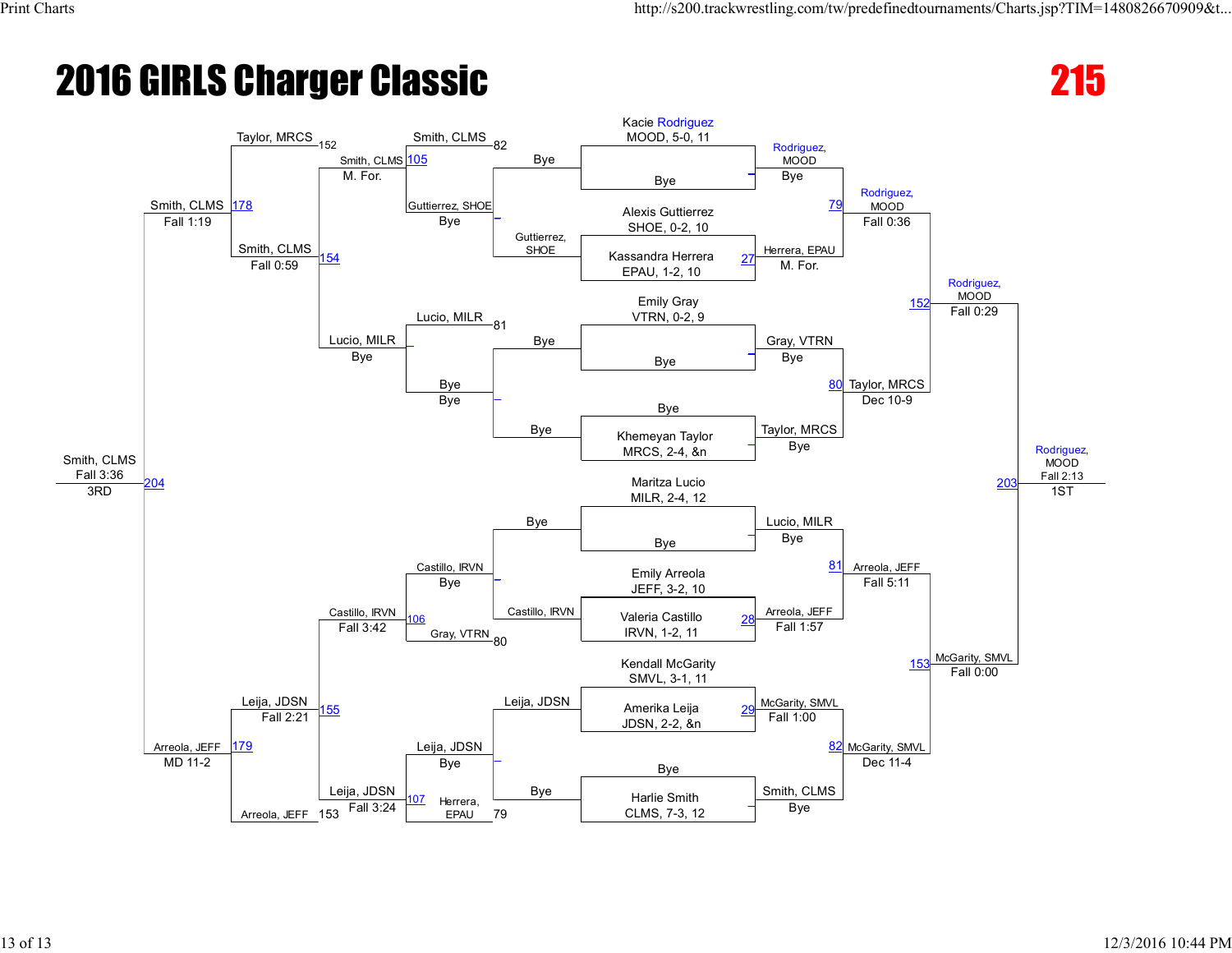# 2016 GIRLS Charger Classic

# 215

Kacie Rodriguez
MOOD, 5-0, 11
Bye

Alexis Guttierrez
SHOE, 0-2, 10
Kassandra Herrera
EPAU, 1-2, 10

Emily Gray
VTRN, 0-2, 9
Bye

Bye
Khemeyan Taylor
MRCS, 2-4, &n

Maritza Lucio
MILR, 2-4, 12
Bye

Emily Arreola
JEFF, 3-2, 10
Valeria Castillo
IRVN, 1-2, 11

Kendall McGarity
SMVL, 3-1, 11
Amerika Leija
JDSN, 2-2, &n

Bye
Harlie Smith
CLMS, 7-3, 12

Rodriguez, MOOD
Bye

27
Herrera, EPAU
M. For.

79
Rodriguez, MOOD
Fall 0:36

Gray, VTRN
Bye

Taylor, MRCS
Bye

80
Taylor, MRCS
Dec 10-9

152
Rodriguez, MOOD
Fall 0:29

Lucio, MILR
Bye

28
Arreola, JEFF
Fall 1:57

81
Arreola, JEFF
Fall 5:11

29
McGarity, SMVL
Fall 1:00

Smith, CLMS
Bye

82
McGarity, SMVL
Dec 11-4

153
McGarity, SMVL
Fall 0:00

203
Rodriguez, MOOD
Fall 2:13
1ST

Bye
Guttierrez, SHOE

Bye
Bye

Bye
Castillo, IRVN

Leija, JDSN
Bye

Smith, CLMS 82
105
Smith, CLMS
Guttierrez, SHOE
Bye

Lucio, MILR 81
Bye
Bye

Castillo, IRVN
Bye
106
Gray, VTRN 80

Leija, JDSN
Bye
107
Herrera, EPAU 79

Taylor, MRCS 152
Smith, CLMS
M. For.
154
Smith, CLMS
Fall 0:59
Lucio, MILR
Bye

Castillo, IRVN
Fall 3:42
155
Leija, JDSN
Fall 2:21
Leija, JDSN
Fall 3:24
Arreola, JEFF 153

178
Smith, CLMS
Fall 1:19

179
Arreola, JEFF
MD 11-2

204
Smith, CLMS
Fall 3:36
3RD